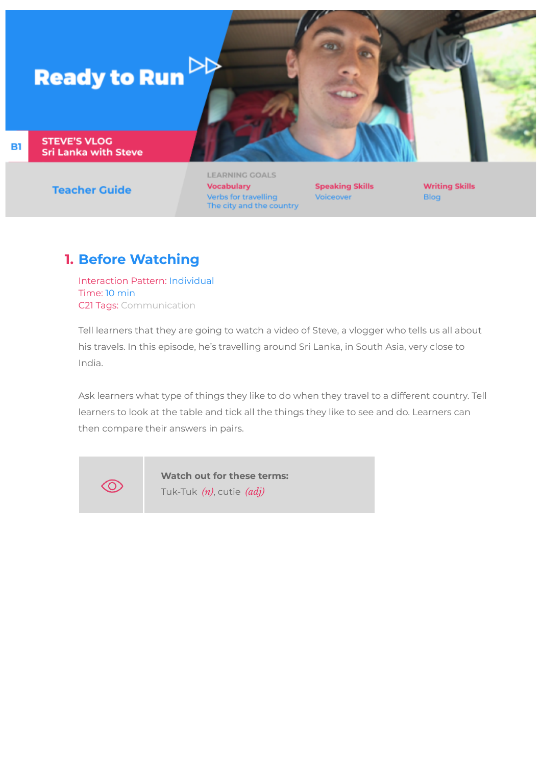# Ready to Run

B1

**STEVE'S VLOG**
**Sri Lanka with Steve**

## Teacher Guide

LEARNING GOALS

**Vocabulary**
Verbs for travelling
The city and the country

**Speaking Skills**
Voiceover

**Writing Skills**
Blog

## 1. Before Watching

Interaction Pattern: Individual
Time: 10 min
C21 Tags: Communication

Tell learners that they are going to watch a video of Steve, a vlogger who tells us all about his travels. In this episode, he's travelling around Sri Lanka, in South Asia, very close to India.

Ask learners what type of things they like to do when they travel to a different country. Tell learners to look at the table and tick all the things they like to see and do. Learners can then compare their answers in pairs.

**Watch out for these terms:**
Tuk-Tuk *(n)*, cutie *(adj)*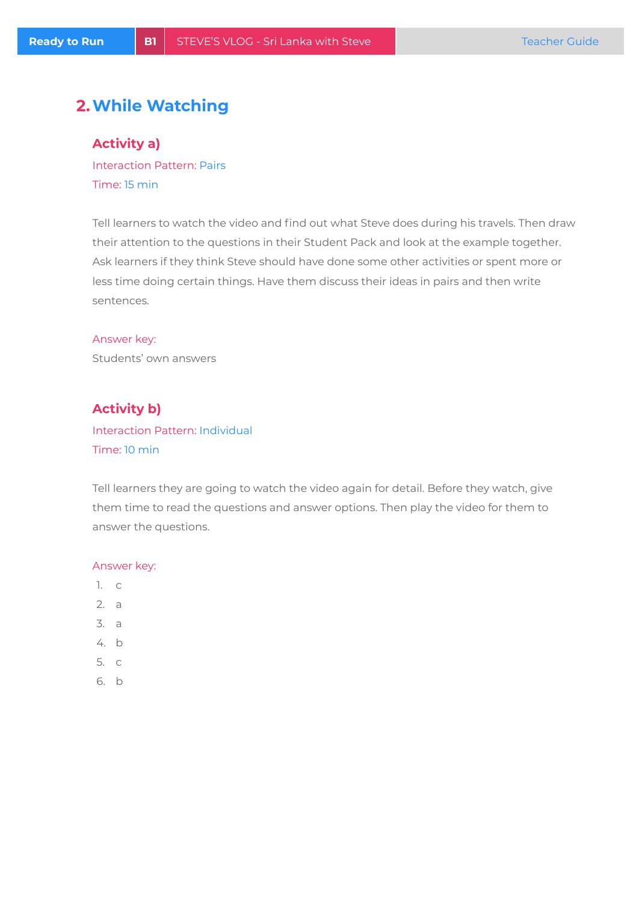## 2. While Watching

### Activity a)

Interaction Pattern: Pairs

Time: 15 min

Tell learners to watch the video and find out what Steve does during his travels. Then draw their attention to the questions in their Student Pack and look at the example together. Ask learners if they think Steve should have done some other activities or spent more or less time doing certain things. Have them discuss their ideas in pairs and then write sentences.

Answer key:

Students' own answers

### Activity b)

Interaction Pattern: Individual

Time: 10 min

Tell learners they are going to watch the video again for detail. Before they watch, give them time to read the questions and answer options. Then play the video for them to answer the questions.

Answer key:

1. c
2. a
3. a
4. b
5. c
6. b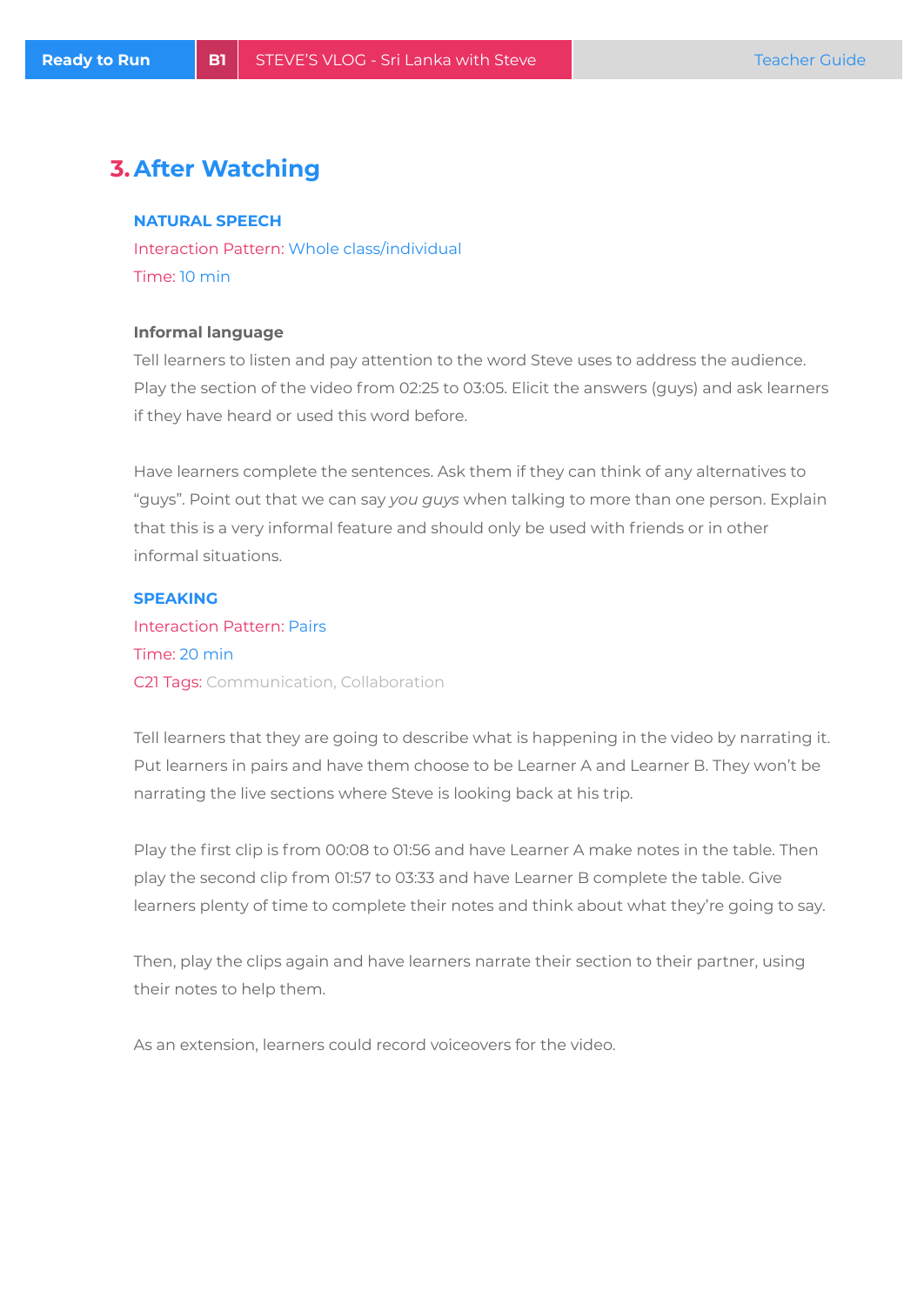## 3. After Watching

### NATURAL SPEECH

Interaction Pattern: Whole class/individual
Time: 10 min

**Informal language**

Tell learners to listen and pay attention to the word Steve uses to address the audience. Play the section of the video from 02:25 to 03:05. Elicit the answers (guys) and ask learners if they have heard or used this word before.

Have learners complete the sentences. Ask them if they can think of any alternatives to "guys". Point out that we can say *you guys* when talking to more than one person. Explain that this is a very informal feature and should only be used with friends or in other informal situations.

### SPEAKING

Interaction Pattern: Pairs
Time: 20 min
C21 Tags: Communication, Collaboration

Tell learners that they are going to describe what is happening in the video by narrating it. Put learners in pairs and have them choose to be Learner A and Learner B. They won't be narrating the live sections where Steve is looking back at his trip.

Play the first clip is from 00:08 to 01:56 and have Learner A make notes in the table. Then play the second clip from 01:57 to 03:33 and have Learner B complete the table. Give learners plenty of time to complete their notes and think about what they're going to say.

Then, play the clips again and have learners narrate their section to their partner, using their notes to help them.

As an extension, learners could record voiceovers for the video.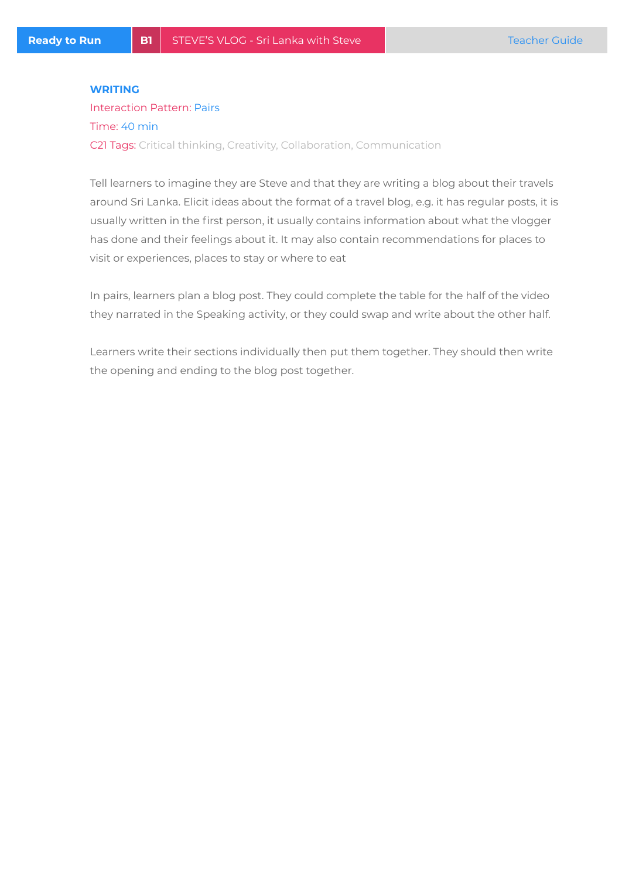## WRITING

Interaction Pattern: Pairs

Time: 40 min

C21 Tags: Critical thinking, Creativity, Collaboration, Communication

Tell learners to imagine they are Steve and that they are writing a blog about their travels around Sri Lanka. Elicit ideas about the format of a travel blog, e.g. it has regular posts, it is usually written in the first person, it usually contains information about what the vlogger has done and their feelings about it. It may also contain recommendations for places to visit or experiences, places to stay or where to eat

In pairs, learners plan a blog post. They could complete the table for the half of the video they narrated in the Speaking activity, or they could swap and write about the other half.

Learners write their sections individually then put them together. They should then write the opening and ending to the blog post together.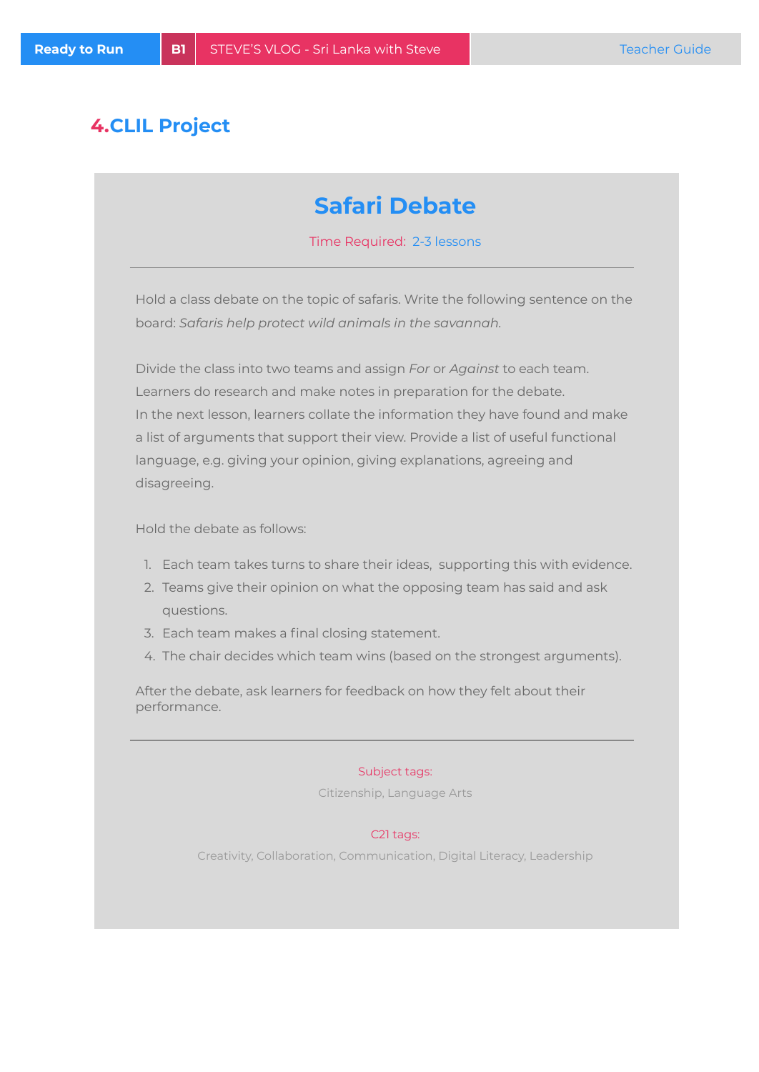## 4.CLIL Project

### Safari Debate

Time Required: 2-3 lessons

---

Hold a class debate on the topic of safaris. Write the following sentence on the board: *Safaris help protect wild animals in the savannah.*

Divide the class into two teams and assign *For* or *Against* to each team.
Learners do research and make notes in preparation for the debate.
In the next lesson, learners collate the information they have found and make a list of arguments that support their view. Provide a list of useful functional language, e.g. giving your opinion, giving explanations, agreeing and disagreeing.

Hold the debate as follows:

1. Each team takes turns to share their ideas, supporting this with evidence.
2. Teams give their opinion on what the opposing team has said and ask questions.
3. Each team makes a final closing statement.
4. The chair decides which team wins (based on the strongest arguments).

After the debate, ask learners for feedback on how they felt about their performance.

---

Subject tags:

Citizenship, Language Arts

C21 tags:

Creativity, Collaboration, Communication, Digital Literacy, Leadership